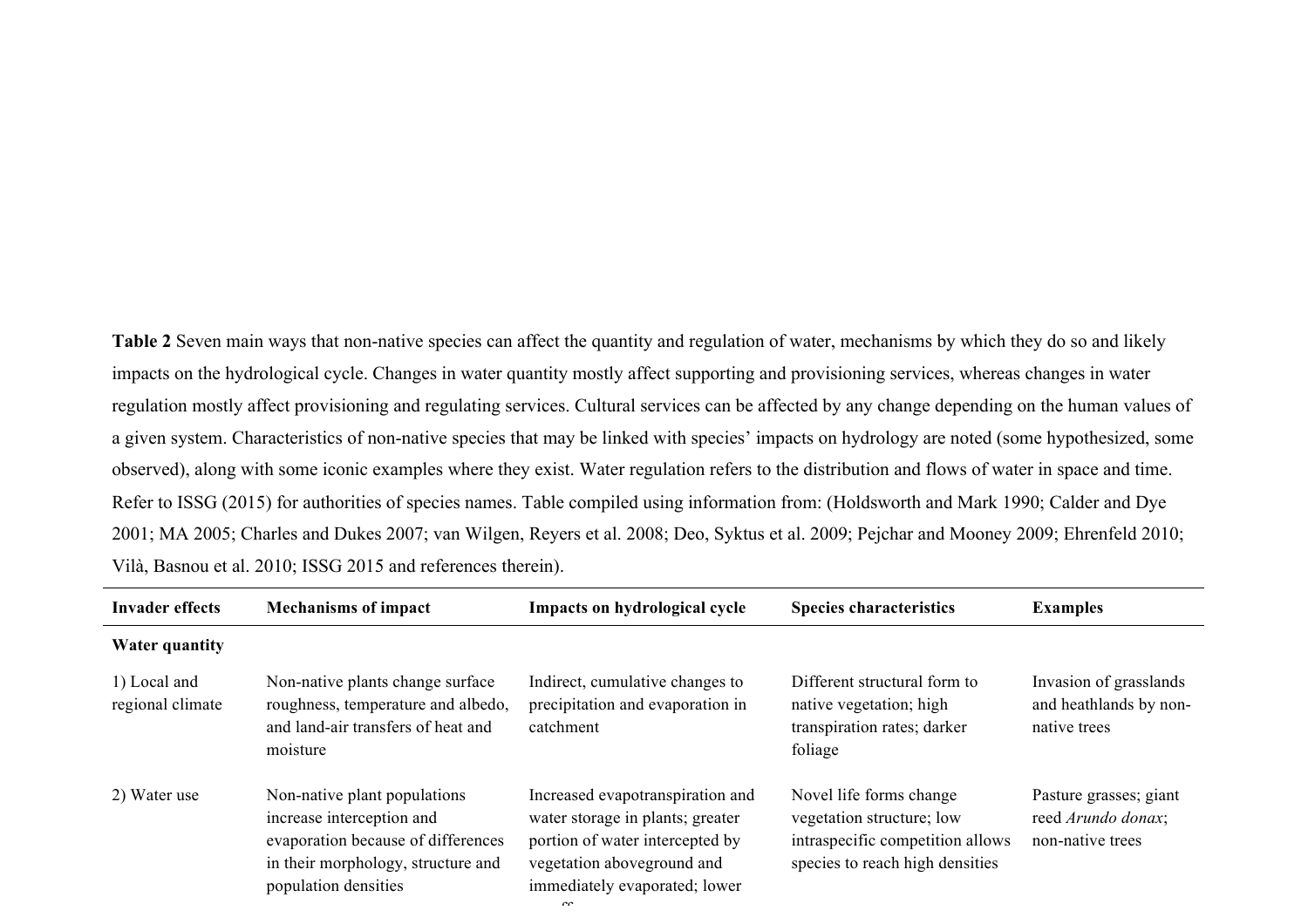**Table 2** Seven main ways that non-native species can affect the quantity and regulation of water, mechanisms by which they do so and likely impacts on the hydrological cycle. Changes in water quantity mostly affect supporting and provisioning services, whereas changes in water regulation mostly affect provisioning and regulating services. Cultural services can be affected by any change depending on the human values of a given system. Characteristics of non-native species that may be linked with species' impacts on hydrology are noted (some hypothesized, some observed), along with some iconic examples where they exist. Water regulation refers to the distribution and flows of water in space and time. Refer to ISSG (2015) for authorities of species names. Table compiled using information from: (Holdsworth and Mark 1990; Calder and Dye 2001; MA 2005; Charles and Dukes 2007; van Wilgen, Reyers et al. 2008; Deo, Syktus et al. 2009; Pejchar and Mooney 2009; Ehrenfeld 2010; Vilà, Basnou et al. 2010; ISSG 2015 and references therein).

| Invader effects | Mechanisms of impact | Impacts on hydrological cycle | Species characteristics | Examples |
|---|---|---|---|---|
| **Water quantity** | | | | |
| 1) Local and regional climate | Non-native plants change surface roughness, temperature and albedo, and land-air transfers of heat and moisture | Indirect, cumulative changes to precipitation and evaporation in catchment | Different structural form to native vegetation; high transpiration rates; darker foliage | Invasion of grasslands and heathlands by non-native trees |
| 2) Water use | Non-native plant populations increase interception and evaporation because of differences in their morphology, structure and population densities | Increased evapotranspiration and water storage in plants; greater portion of water intercepted by vegetation aboveground and immediately evaporated; lower | Novel life forms change vegetation structure; low intraspecific competition allows species to reach high densities | Pasture grasses; giant reed *Arundo donax*; non-native trees |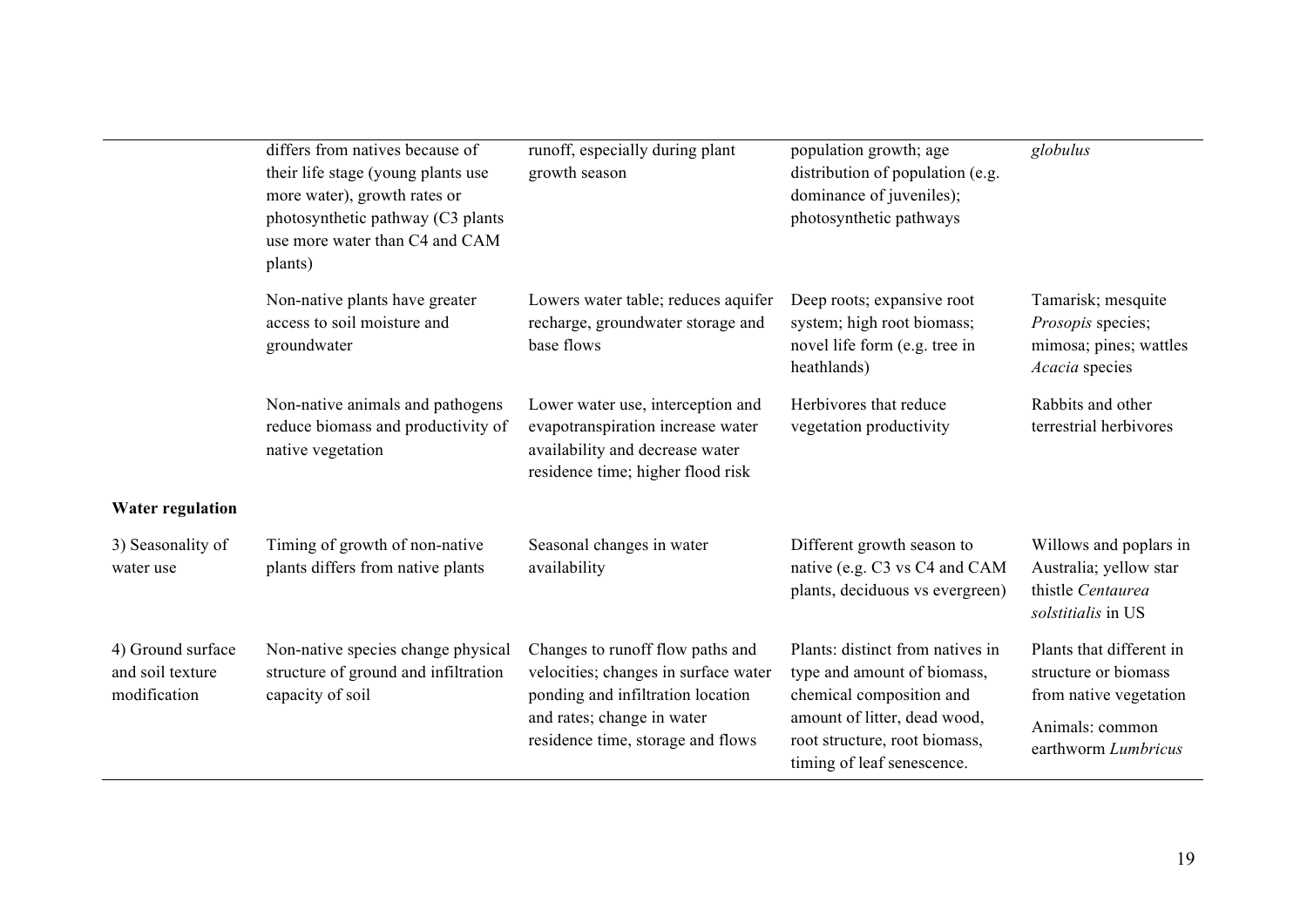| | | | | |
|---|---|---|---|---|
| | differs from natives because of their life stage (young plants use more water), growth rates or photosynthetic pathway (C3 plants use more water than C4 and CAM plants) | runoff, especially during plant growth season | population growth; age distribution of population (e.g. dominance of juveniles); photosynthetic pathways | *globulus* |
| | Non-native plants have greater access to soil moisture and groundwater | Lowers water table; reduces aquifer recharge, groundwater storage and base flows | Deep roots; expansive root system; high root biomass; novel life form (e.g. tree in heathlands) | Tamarisk; mesquite *Prosopis* species; mimosa; pines; wattles *Acacia* species |
| | Non-native animals and pathogens reduce biomass and productivity of native vegetation | Lower water use, interception and evapotranspiration increase water availability and decrease water residence time; higher flood risk | Herbivores that reduce vegetation productivity | Rabbits and other terrestrial herbivores |
| **Water regulation** | | | | |
| 3) Seasonality of water use | Timing of growth of non-native plants differs from native plants | Seasonal changes in water availability | Different growth season to native (e.g. C3 vs C4 and CAM plants, deciduous vs evergreen) | Willows and poplars in Australia; yellow star thistle *Centaurea solstitialis* in US |
| 4) Ground surface and soil texture modification | Non-native species change physical structure of ground and infiltration capacity of soil | Changes to runoff flow paths and velocities; changes in surface water ponding and infiltration location and rates; change in water residence time, storage and flows | Plants: distinct from natives in type and amount of biomass, chemical composition and amount of litter, dead wood, root structure, root biomass, timing of leaf senescence. | Plants that different in structure or biomass from native vegetation<br>Animals: common earthworm *Lumbricus* |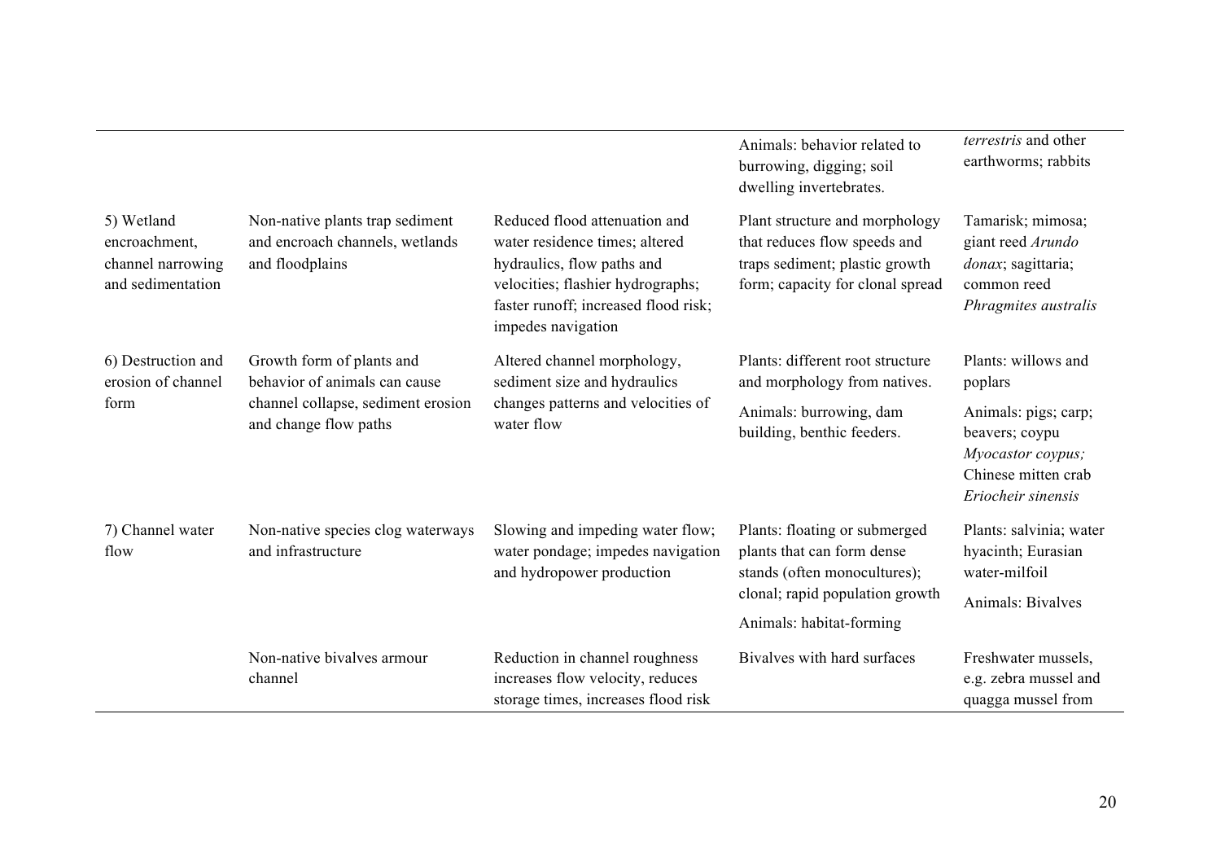| | | | | |
|---|---|---|---|---|
| | | | Animals: behavior related to burrowing, digging; soil dwelling invertebrates. | *terrestris* and other earthworms; rabbits |
| 5) Wetland encroachment, channel narrowing and sedimentation | Non-native plants trap sediment and encroach channels, wetlands and floodplains | Reduced flood attenuation and water residence times; altered hydraulics, flow paths and velocities; flashier hydrographs; faster runoff; increased flood risk; impedes navigation | Plant structure and morphology that reduces flow speeds and traps sediment; plastic growth form; capacity for clonal spread | Tamarisk; mimosa; giant reed *Arundo donax*; sagittaria; common reed *Phragmites australis* |
| 6) Destruction and erosion of channel form | Growth form of plants and behavior of animals can cause channel collapse, sediment erosion and change flow paths | Altered channel morphology, sediment size and hydraulics changes patterns and velocities of water flow | Plants: different root structure and morphology from natives. Animals: burrowing, dam building, benthic feeders. | Plants: willows and poplars. Animals: pigs; carp; beavers; coypu *Myocastor coypus;* Chinese mitten crab *Eriocheir sinensis* |
| 7) Channel water flow | Non-native species clog waterways and infrastructure | Slowing and impeding water flow; water pondage; impedes navigation and hydropower production | Plants: floating or submerged plants that can form dense stands (often monocultures); clonal; rapid population growth. Animals: habitat-forming | Plants: salvinia; water hyacinth; Eurasian water-milfoil. Animals: Bivalves |
| | Non-native bivalves armour channel | Reduction in channel roughness increases flow velocity, reduces storage times, increases flood risk | Bivalves with hard surfaces | Freshwater mussels, e.g. zebra mussel and quagga mussel from |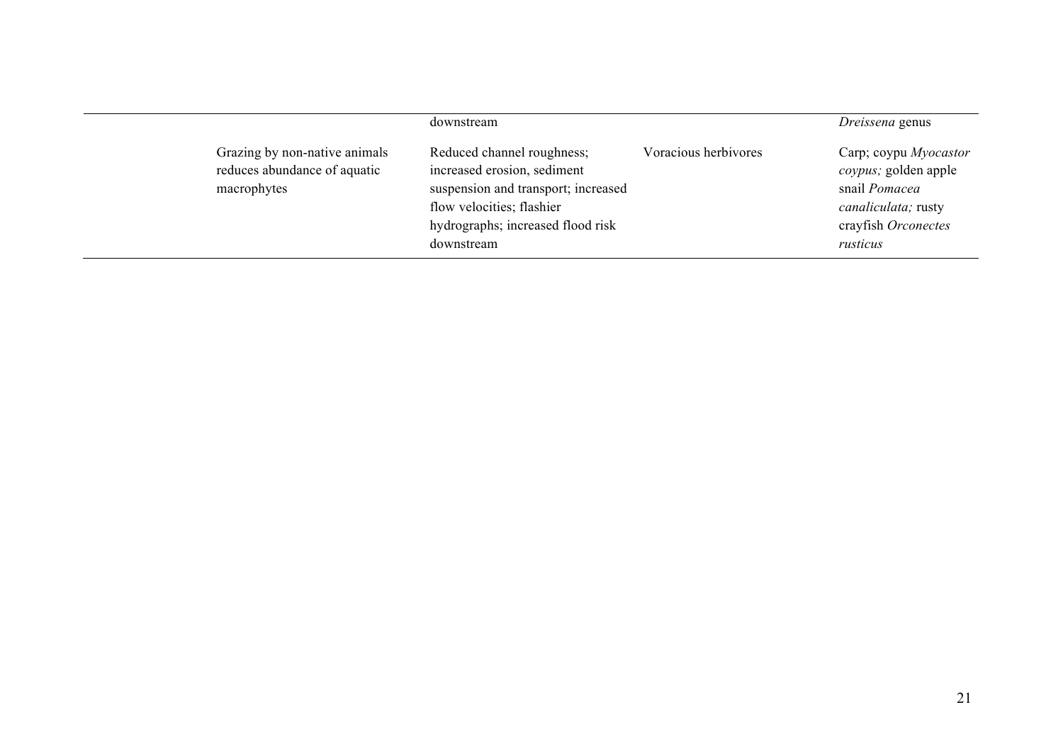| | | | |
|---|---|---|---|
| | downstream | | *Dreissena* genus |
| Grazing by non-native animals reduces abundance of aquatic macrophytes | Reduced channel roughness; increased erosion, sediment suspension and transport; increased flow velocities; flashier hydrographs; increased flood risk downstream | Voracious herbivores | Carp; coypu *Myocastor coypus;* golden apple snail *Pomacea canaliculata;* rusty crayfish *Orconectes rusticus* |